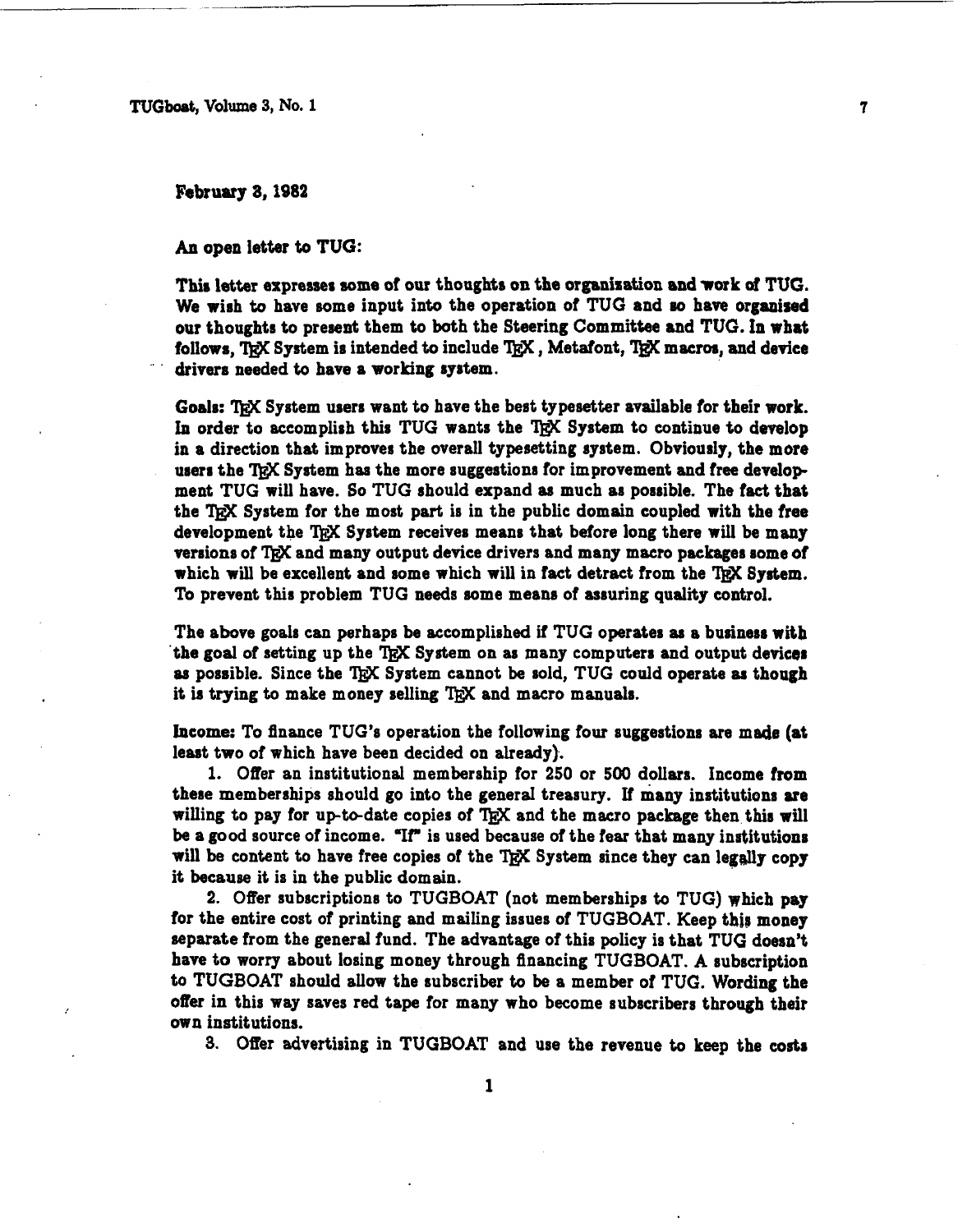February 3, 1982

An open letter to TUG:

This letter expresses some of our thoughts on the organization and work of TUG. We wish to have some input into the operation of TUG and so have organised our thoughts to present them to both the Steering Committee and TUG. In what follows, TEX System is intended to include TEX, Metafont, TEX macros, and device drivers needed to have a working system.

**Goals:** TEX System users want to have the best typesetter available for their work. In order to accomplish this TUG wants the TEX System to continue to develop in a direction that improves the overall typesetting system. Obviously, the more users the TEX System has the more suggestions for improvement and free development TUG will have. So TUG should expand as much as possible. The fact that the TEX System for the most part is in the public domain coupled with the free development the TEX System receives means that before long there will be many versions of TEX and many output device drivers and many macro packages some of which will be excellent and some which will in fact detract from the TEX System. To prevent this problem TUG needs some means of assuring quality control.

The above goals can perhaps be accomplished if TUG operates as a business with the goal of setting up the TEX System on as many computers and output devices as possible. Since the TEX System cannot be sold, TUG could operate as though it is trying to make money selling TEX and macro manuals.

**Income:** To finance TUG's operation the following four suggestions are made (at least two of which have been decided on already).

1. Offer an institutional membership for 250 or 500 dollars. Income from these memberships should go into the general treasury. If many institutions are willing to pay for up-to-date copies of TEX and the macro package then this will be a good source of income. "If" is used because of the fear that many institutions will be content to have free copies of the TEX System since they can legally copy it because it is in the public domain.

2. Offer subscriptions to TUGBOAT (not memberships to TUG) which pay for the entire cost of printing and mailing issues of TUGBOAT. Keep this money separate from the general fund. The advantage of this policy is that TUG doesn't have to worry about losing money through financing TUGBOAT. A subscription to TUGBOAT should allow the subscriber to be a member of TUG. Wording the offer in this way saves red tape for many who become subscribers through their own institutions.

3. Offer advertising in TUGBOAT and use the revenue to keep the costs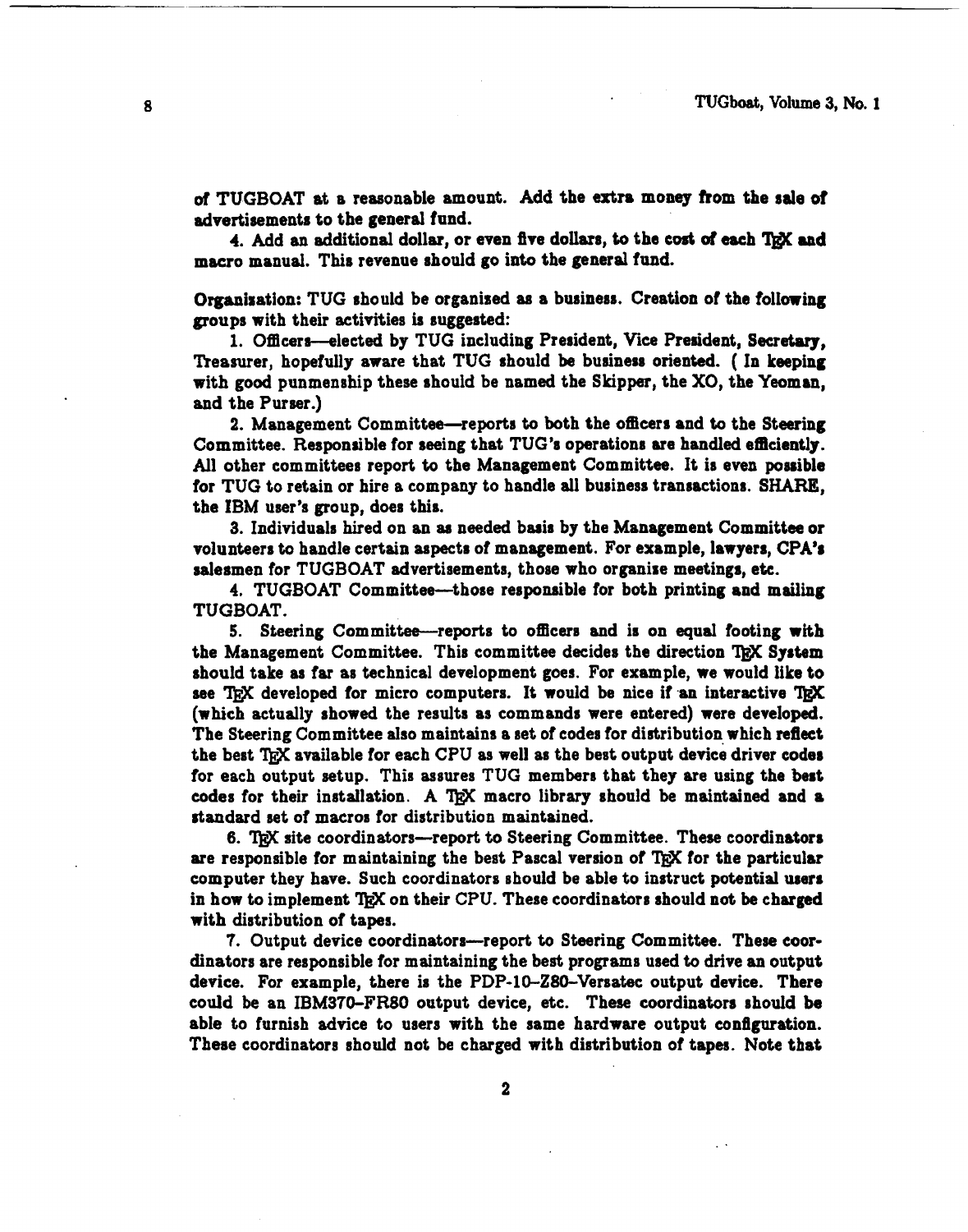of TUGBOAT at a reasonable amount. Add the extra money from the sale of advertisements to the general fund.

4. Add an additional dollar, or even five dollars, to the cost of each TEX and macro manual. This revenue should go into the general fund.

**Organization:** TUG should be organized as a business. Creation of the following groups with their activities is suggested:

1. Officers—elected by TUG including President, Vice President, Secretary, Treasurer, hopefully aware that TUG should be business oriented. ( In keeping with good punmenship these should be named the Skipper, the XO, the Yeoman, and the Purser.)

2. Management Committee—reports to both the officers and to the Steering Committee. Responsible for seeing that TUG's operations are handled efficiently. All other committees report to the Management Committee. It is even possible for TUG to retain or hire a company to handle all business transactions. SHARE, the IBM user's group, does this.

3. Individuals hired on an as needed basis by the Management Committee or volunteers to handle certain aspects of management. For example, lawyers, CPA's salesmen for TUGBOAT advertisements, those who organize meetings, etc.

4. TUGBOAT Committee—those responsible for both printing and mailing TUGBOAT.

5. Steering Committee—reports to officers and is on equal footing with the Management Committee. This committee decides the direction TEX System should take as far as technical development goes. For example, we would like to see TEX developed for micro computers. It would be nice if an interactive TEX (which actually showed the results as commands were entered) were developed. The Steering Committee also maintains a set of codes for distribution which reflect the best TEX available for each CPU as well as the best output device driver codes for each output setup. This assures TUG members that they are using the best codes for their installation. A TEX macro library should be maintained and a standard set of macros for distribution maintained.

6. TEX site coordinators—report to Steering Committee. These coordinators are responsible for maintaining the best Pascal version of TEX for the particular computer they have. Such coordinators should be able to instruct potential users in how to implement TEX on their CPU. These coordinators should not be charged with distribution of tapes.

7. Output device coordinators—report to Steering Committee. These coordinators are responsible for maintaining the best programs used to drive an output device. For example, there is the PDP-10–Z80–Versatec output device. There could be an IBM370–FR80 output device, etc. These coordinators should be able to furnish advice to users with the same hardware output configuration. These coordinators should not be charged with distribution of tapes. Note that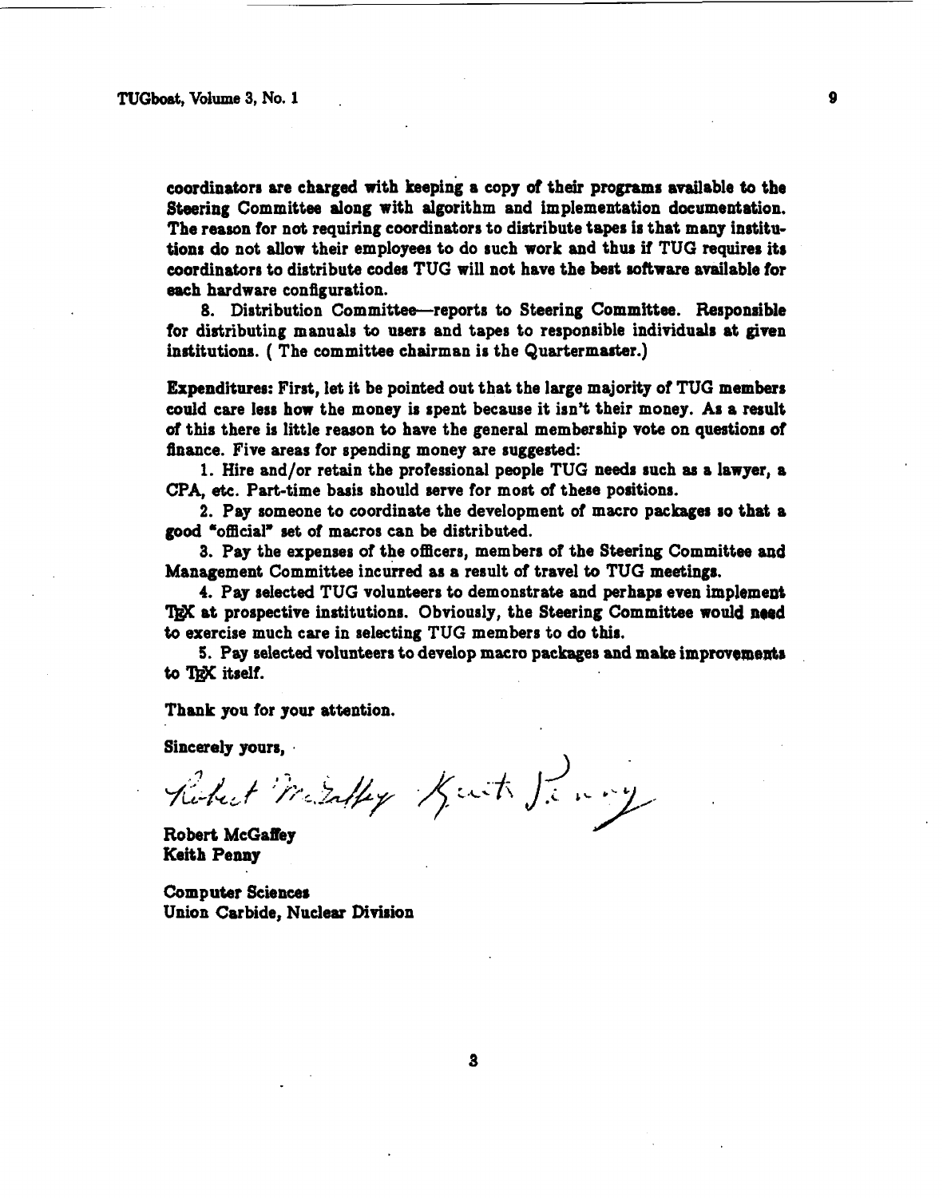coordinators are charged with keeping a copy of their programs available to the Steering Committee along with algorithm and implementation documentation. The reason for not requiring coordinators to distribute tapes is that many institutions do not allow their employees to do such work and thus if TUG requires its coordinators to distribute codes TUG will not have the best software available for each hardware configuration.

8. Distribution Committee—reports to Steering Committee. Responsible for distributing manuals to users and tapes to responsible individuals at given institutions. ( The committee chairman is the Quartermaster.)

**Expenditures:** First, let it be pointed out that the large majority of TUG members could care less how the money is spent because it isn't their money. As a result of this there is little reason to have the general membership vote on questions of finance. Five areas for spending money are suggested:

1. Hire and/or retain the professional people TUG needs such as a lawyer, a CPA, etc. Part-time basis should serve for most of these positions.

2. Pay someone to coordinate the development of macro packages so that a good "official" set of macros can be distributed.

3. Pay the expenses of the officers, members of the Steering Committee and Management Committee incurred as a result of travel to TUG meetings.

4. Pay selected TUG volunteers to demonstrate and perhaps even implement TeX at prospective institutions. Obviously, the Steering Committee would need to exercise much care in selecting TUG members to do this.

5. Pay selected volunteers to develop macro packages and make improvements to TeX itself.

Thank you for your attention.

Sincerely yours,

Robert McGaffey
Keith Penny

Computer Sciences
Union Carbide, Nuclear Division